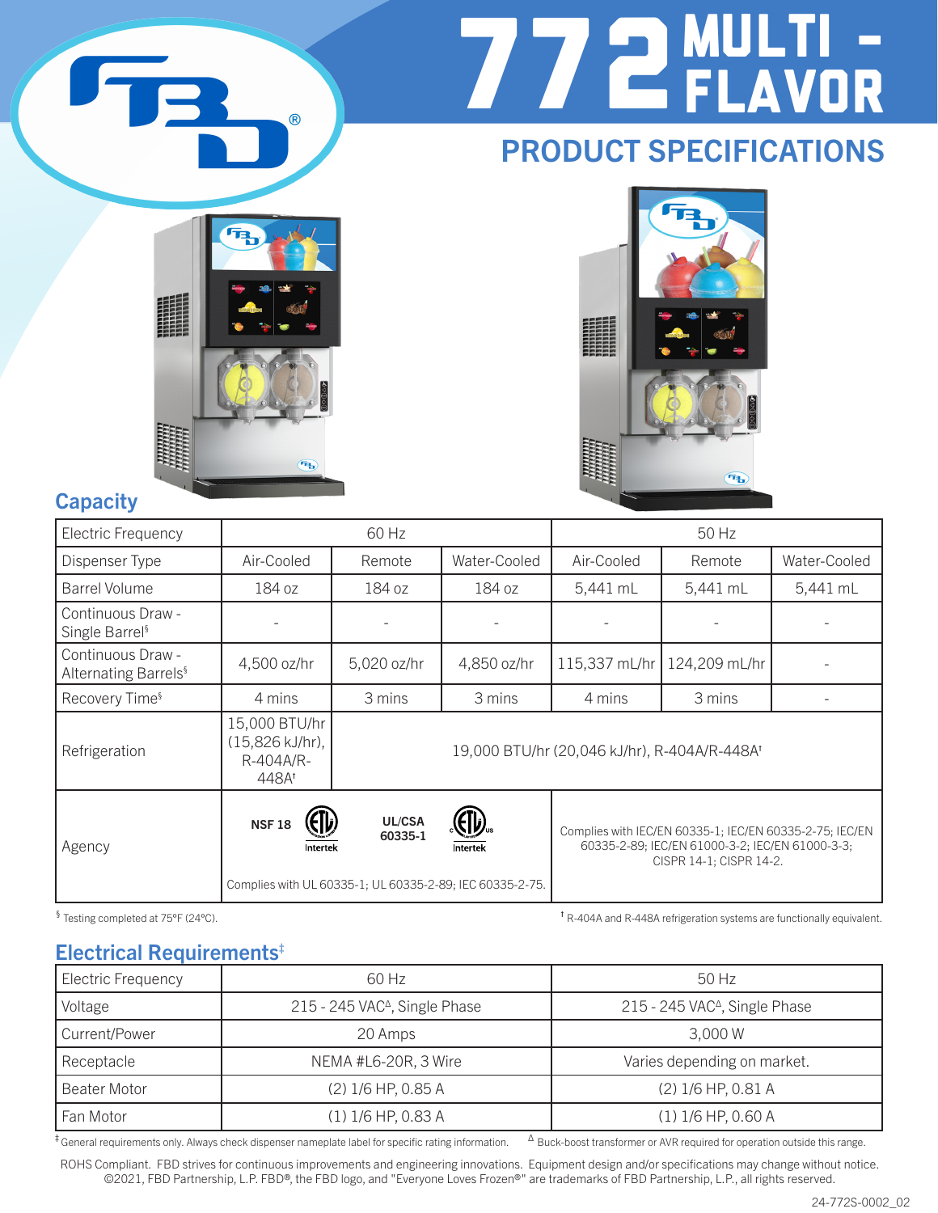# 772 MULTI - FLAVOR

## PRODUCT SPECIFICATIONS

## Capacity

| Electric Frequency | 60 Hz | | | 50 Hz | | |
|---|---|---|---|---|---|---|
| Dispenser Type | Air-Cooled | Remote | Water-Cooled | Air-Cooled | Remote | Water-Cooled |
| Barrel Volume | 184 oz | 184 oz | 184 oz | 5,441 mL | 5,441 mL | 5,441 mL |
| Continuous Draw - Single Barrel§ | - | - | - | - | - | - |
| Continuous Draw - Alternating Barrels§ | 4,500 oz/hr | 5,020 oz/hr | 4,850 oz/hr | 115,337 mL/hr | 124,209 mL/hr | - |
| Recovery Time§ | 4 mins | 3 mins | 3 mins | 4 mins | 3 mins | - |
| Refrigeration | 15,000 BTU/hr (15,826 kJ/hr), R-404A/R-448A† | 19,000 BTU/hr (20,046 kJ/hr), R-404A/R-448A† | | | | |
| Agency | NSF 18 (ETL Intertek); UL/CSA 60335-1 (cETLus Intertek). Complies with UL 60335-1; UL 60335-2-89; IEC 60335-2-75. | | | Complies with IEC/EN 60335-1; IEC/EN 60335-2-75; IEC/EN 60335-2-89; IEC/EN 61000-3-2; IEC/EN 61000-3-3; CISPR 14-1; CISPR 14-2. | | |

§ Testing completed at 75°F (24°C).

† R-404A and R-448A refrigeration systems are functionally equivalent.

## Electrical Requirements‡

| Electric Frequency | 60 Hz | 50 Hz |
|---|---|---|
| Voltage | 215 - 245 VACΔ, Single Phase | 215 - 245 VACΔ, Single Phase |
| Current/Power | 20 Amps | 3,000 W |
| Receptacle | NEMA #L6-20R, 3 Wire | Varies depending on market. |
| Beater Motor | (2) 1/6 HP, 0.85 A | (2) 1/6 HP, 0.81 A |
| Fan Motor | (1) 1/6 HP, 0.83 A | (1) 1/6 HP, 0.60 A |

‡ General requirements only. Always check dispenser nameplate label for specific rating information.

Δ Buck-boost transformer or AVR required for operation outside this range.

ROHS Compliant. FBD strives for continuous improvements and engineering innovations. Equipment design and/or specifications may change without notice. ©2021, FBD Partnership, L.P. FBD®, the FBD logo, and "Everyone Loves Frozen®" are trademarks of FBD Partnership, L.P., all rights reserved.

24-772S-0002_02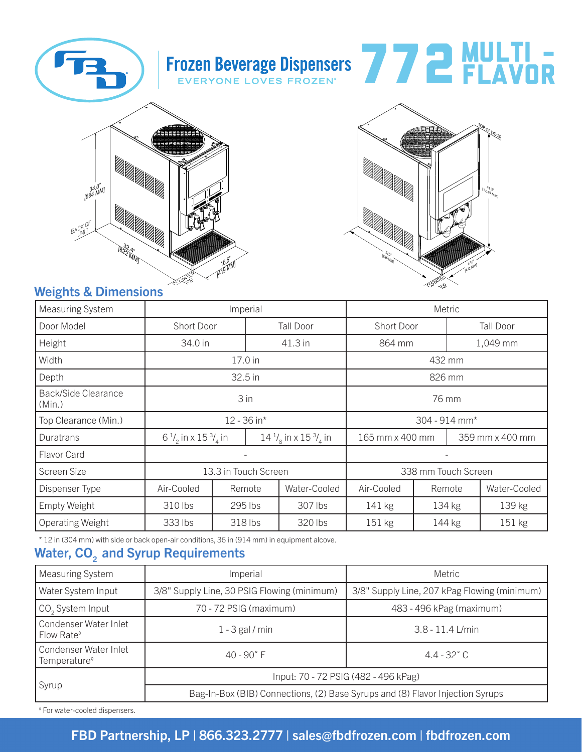Frozen Beverage Dispensers
EVERYONE LOVES FROZEN®

# 772 MULTI - FLAVOR

34.0"
[864 MM]
BACK OF UNIT
32.4"
[822 MM]
16.5"
[419 MM]
COUNTER TOP

TOP OF DOOR
41.3"
[1,049 MM]
32.5"
[826 MM]
17.0"
[432 MM]
COUNTER TOP

## Weights & Dimensions

| Measuring System | Imperial | | | Metric | | |
|---|---|---|---|---|---|---|
| Door Model | Short Door | | Tall Door | Short Door | | Tall Door |
| Height | 34.0 in | | 41.3 in | 864 mm | | 1,049 mm |
| Width | 17.0 in | | | 432 mm | | |
| Depth | 32.5 in | | | 826 mm | | |
| Back/Side Clearance (Min.) | 3 in | | | 76 mm | | |
| Top Clearance (Min.) | 12 - 36 in* | | | 304 - 914 mm* | | |
| Duratrans | 6 1/2 in x 15 3/4 in | | 14 1/8 in x 15 3/4 in | 165 mm x 400 mm | | 359 mm x 400 mm |
| Flavor Card | - | | | - | | |
| Screen Size | 13.3 in Touch Screen | | | 338 mm Touch Screen | | |
| Dispenser Type | Air-Cooled | Remote | Water-Cooled | Air-Cooled | Remote | Water-Cooled |
| Empty Weight | 310 lbs | 295 lbs | 307 lbs | 141 kg | 134 kg | 139 kg |
| Operating Weight | 333 lbs | 318 lbs | 320 lbs | 151 kg | 144 kg | 151 kg |

\* 12 in (304 mm) with side or back open-air conditions, 36 in (914 mm) in equipment alcove.

## Water, $CO_2$ and Syrup Requirements

| Measuring System | Imperial | Metric |
|---|---|---|
| Water System Input | 3/8" Supply Line, 30 PSIG Flowing (minimum) | 3/8" Supply Line, 207 kPag Flowing (minimum) |
| $CO_2$ System Input | 70 - 72 PSIG (maximum) | 483 - 496 kPag (maximum) |
| Condenser Water Inlet Flow Rate◊ | 1 - 3 gal / min | 3.8 - 11.4 L/min |
| Condenser Water Inlet Temperature◊ | 40 - 90° F | 4.4 - 32° C |
| Syrup | Input: 70 - 72 PSIG (482 - 496 kPag) | |
| | Bag-In-Box (BIB) Connections, (2) Base Syrups and (8) Flavor Injection Syrups | |

◊ For water-cooled dispensers.

**FBD Partnership, LP | 866.323.2777 | sales@fbdfrozen.com | fbdfrozen.com**